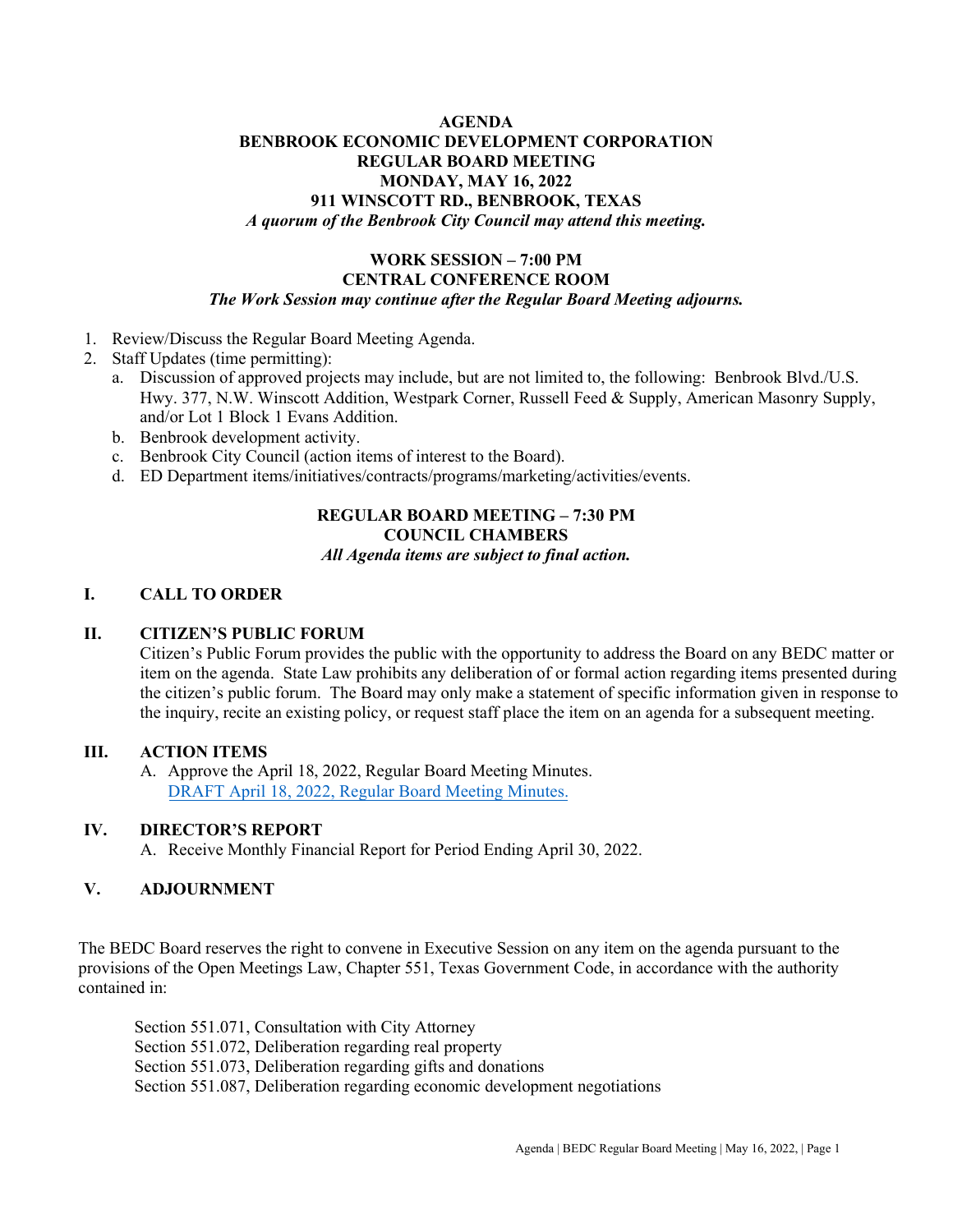# AGENDA
# BENBROOK ECONOMIC DEVELOPMENT CORPORATION
# REGULAR BOARD MEETING
# MONDAY, MAY 16, 2022
# 911 WINSCOTT RD., BENBROOK, TEXAS

***A quorum of the Benbrook City Council may attend this meeting.***

## WORK SESSION – 7:00 PM
## CENTRAL CONFERENCE ROOM

***The Work Session may continue after the Regular Board Meeting adjourns.***

1. Review/Discuss the Regular Board Meeting Agenda.
2. Staff Updates (time permitting):
   a. Discussion of approved projects may include, but are not limited to, the following: Benbrook Blvd./U.S. Hwy. 377, N.W. Winscott Addition, Westpark Corner, Russell Feed & Supply, American Masonry Supply, and/or Lot 1 Block 1 Evans Addition.
   b. Benbrook development activity.
   c. Benbrook City Council (action items of interest to the Board).
   d. ED Department items/initiatives/contracts/programs/marketing/activities/events.

## REGULAR BOARD MEETING – 7:30 PM
## COUNCIL CHAMBERS

***All Agenda items are subject to final action.***

### I. CALL TO ORDER

### II. CITIZEN'S PUBLIC FORUM

Citizen's Public Forum provides the public with the opportunity to address the Board on any BEDC matter or item on the agenda. State Law prohibits any deliberation of or formal action regarding items presented during the citizen's public forum. The Board may only make a statement of specific information given in response to the inquiry, recite an existing policy, or request staff place the item on an agenda for a subsequent meeting.

### III. ACTION ITEMS

A. Approve the April 18, 2022, Regular Board Meeting Minutes.
   DRAFT April 18, 2022, Regular Board Meeting Minutes.

### IV. DIRECTOR'S REPORT

A. Receive Monthly Financial Report for Period Ending April 30, 2022.

### V. ADJOURNMENT

The BEDC Board reserves the right to convene in Executive Session on any item on the agenda pursuant to the provisions of the Open Meetings Law, Chapter 551, Texas Government Code, in accordance with the authority contained in:

Section 551.071, Consultation with City Attorney
Section 551.072, Deliberation regarding real property
Section 551.073, Deliberation regarding gifts and donations
Section 551.087, Deliberation regarding economic development negotiations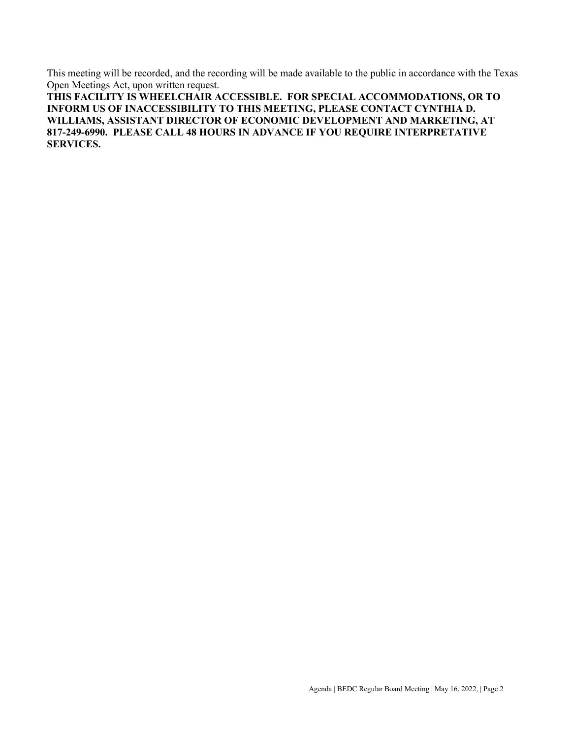This meeting will be recorded, and the recording will be made available to the public in accordance with the Texas Open Meetings Act, upon written request.

**THIS FACILITY IS WHEELCHAIR ACCESSIBLE. FOR SPECIAL ACCOMMODATIONS, OR TO INFORM US OF INACCESSIBILITY TO THIS MEETING, PLEASE CONTACT CYNTHIA D. WILLIAMS, ASSISTANT DIRECTOR OF ECONOMIC DEVELOPMENT AND MARKETING, AT 817-249-6990. PLEASE CALL 48 HOURS IN ADVANCE IF YOU REQUIRE INTERPRETATIVE SERVICES.**